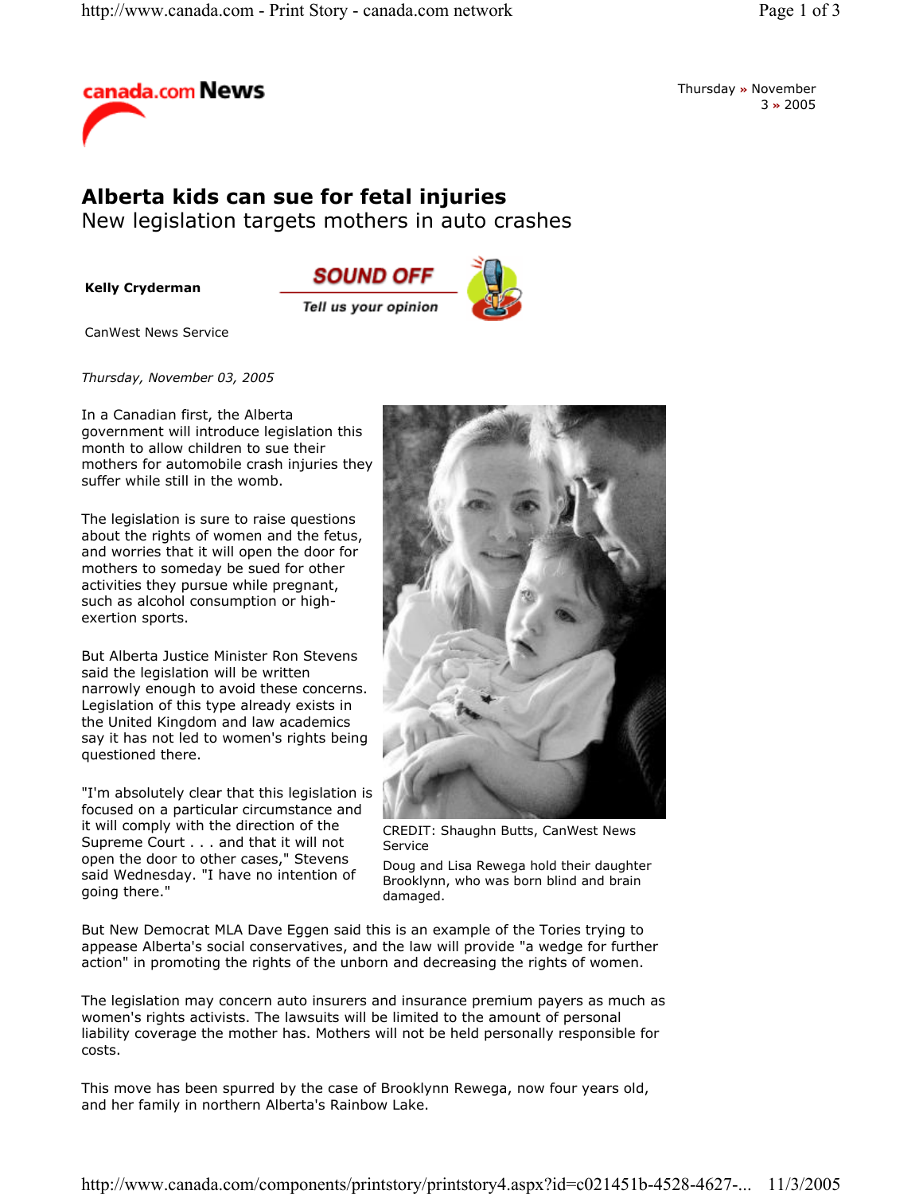canada.com **News**

Thursday » November 3 » 2005

# Alberta kids can sue for fetal injuries

## New legislation targets mothers in auto crashes

**Kelly Cryderman**

SOUND OFF
Tell us your opinion

CanWest News Service

*Thursday, November 03, 2005*

In a Canadian first, the Alberta government will introduce legislation this month to allow children to sue their mothers for automobile crash injuries they suffer while still in the womb.

The legislation is sure to raise questions about the rights of women and the fetus, and worries that it will open the door for mothers to someday be sued for other activities they pursue while pregnant, such as alcohol consumption or high-exertion sports.

But Alberta Justice Minister Ron Stevens said the legislation will be written narrowly enough to avoid these concerns. Legislation of this type already exists in the United Kingdom and law academics say it has not led to women's rights being questioned there.

"I'm absolutely clear that this legislation is focused on a particular circumstance and it will comply with the direction of the Supreme Court . . . and that it will not open the door to other cases," Stevens said Wednesday. "I have no intention of going there."

CREDIT: Shaughn Butts, CanWest News Service

Doug and Lisa Rewega hold their daughter Brooklynn, who was born blind and brain damaged.

But New Democrat MLA Dave Eggen said this is an example of the Tories trying to appease Alberta's social conservatives, and the law will provide "a wedge for further action" in promoting the rights of the unborn and decreasing the rights of women.

The legislation may concern auto insurers and insurance premium payers as much as women's rights activists. The lawsuits will be limited to the amount of personal liability coverage the mother has. Mothers will not be held personally responsible for costs.

This move has been spurred by the case of Brooklynn Rewega, now four years old, and her family in northern Alberta's Rainbow Lake.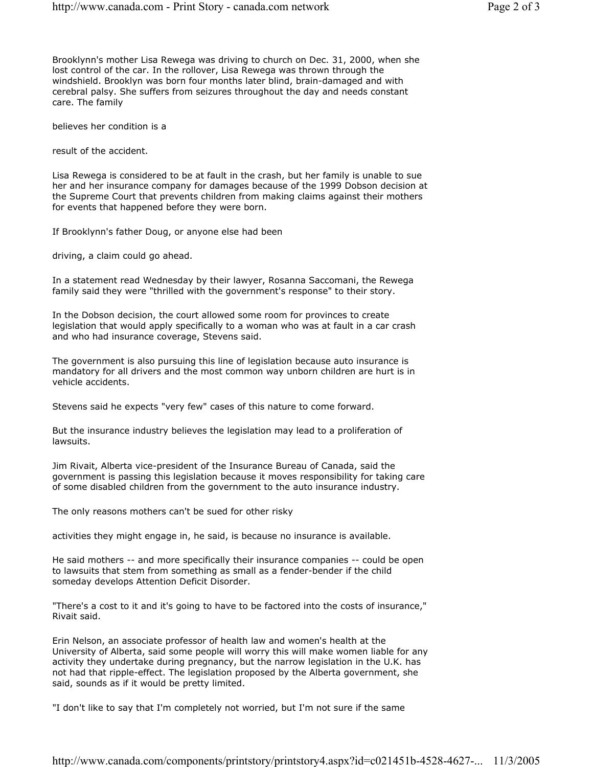Brooklynn's mother Lisa Rewega was driving to church on Dec. 31, 2000, when she lost control of the car. In the rollover, Lisa Rewega was thrown through the windshield. Brooklyn was born four months later blind, brain-damaged and with cerebral palsy. She suffers from seizures throughout the day and needs constant care. The family

believes her condition is a

result of the accident.

Lisa Rewega is considered to be at fault in the crash, but her family is unable to sue her and her insurance company for damages because of the 1999 Dobson decision at the Supreme Court that prevents children from making claims against their mothers for events that happened before they were born.

If Brooklynn's father Doug, or anyone else had been

driving, a claim could go ahead.

In a statement read Wednesday by their lawyer, Rosanna Saccomani, the Rewega family said they were "thrilled with the government's response" to their story.

In the Dobson decision, the court allowed some room for provinces to create legislation that would apply specifically to a woman who was at fault in a car crash and who had insurance coverage, Stevens said.

The government is also pursuing this line of legislation because auto insurance is mandatory for all drivers and the most common way unborn children are hurt is in vehicle accidents.

Stevens said he expects "very few" cases of this nature to come forward.

But the insurance industry believes the legislation may lead to a proliferation of lawsuits.

Jim Rivait, Alberta vice-president of the Insurance Bureau of Canada, said the government is passing this legislation because it moves responsibility for taking care of some disabled children from the government to the auto insurance industry.

The only reasons mothers can't be sued for other risky

activities they might engage in, he said, is because no insurance is available.

He said mothers -- and more specifically their insurance companies -- could be open to lawsuits that stem from something as small as a fender-bender if the child someday develops Attention Deficit Disorder.

"There's a cost to it and it's going to have to be factored into the costs of insurance," Rivait said.

Erin Nelson, an associate professor of health law and women's health at the University of Alberta, said some people will worry this will make women liable for any activity they undertake during pregnancy, but the narrow legislation in the U.K. has not had that ripple-effect. The legislation proposed by the Alberta government, she said, sounds as if it would be pretty limited.

"I don't like to say that I'm completely not worried, but I'm not sure if the same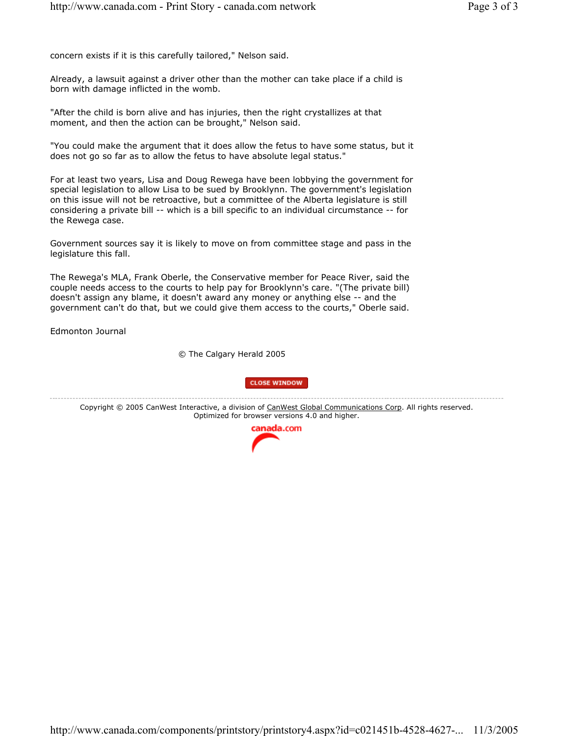concern exists if it is this carefully tailored," Nelson said.

Already, a lawsuit against a driver other than the mother can take place if a child is born with damage inflicted in the womb.

"After the child is born alive and has injuries, then the right crystallizes at that moment, and then the action can be brought," Nelson said.

"You could make the argument that it does allow the fetus to have some status, but it does not go so far as to allow the fetus to have absolute legal status."

For at least two years, Lisa and Doug Rewega have been lobbying the government for special legislation to allow Lisa to be sued by Brooklynn. The government's legislation on this issue will not be retroactive, but a committee of the Alberta legislature is still considering a private bill -- which is a bill specific to an individual circumstance -- for the Rewega case.

Government sources say it is likely to move on from committee stage and pass in the legislature this fall.

The Rewega's MLA, Frank Oberle, the Conservative member for Peace River, said the couple needs access to the courts to help pay for Brooklynn's care. "(The private bill) doesn't assign any blame, it doesn't award any money or anything else -- and the government can't do that, but we could give them access to the courts," Oberle said.

Edmonton Journal

© The Calgary Herald 2005

CLOSE WINDOW

Copyright © 2005 CanWest Interactive, a division of CanWest Global Communications Corp. All rights reserved.
Optimized for browser versions 4.0 and higher.

canada.com